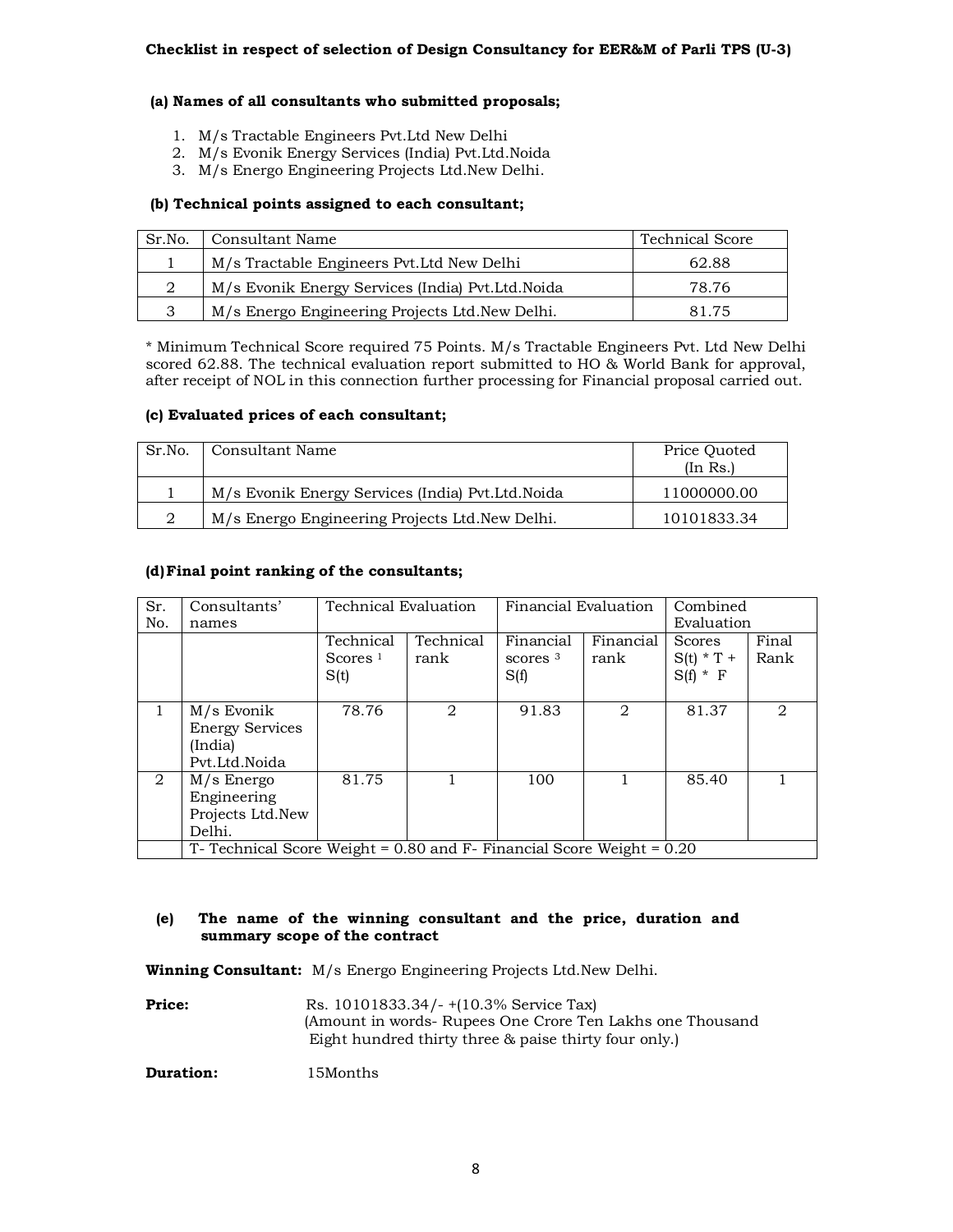**Checklist in respect of selection of Design Consultancy for EER&M of Parli TPS (U-3)**

**(a) Names of all consultants who submitted proposals;**

1. M/s Tractable Engineers Pvt.Ltd New Delhi
2. M/s Evonik Energy Services (India) Pvt.Ltd.Noida
3. M/s Energo Engineering Projects Ltd.New Delhi.

**(b) Technical points assigned to each consultant;**

| Sr.No. | Consultant Name | Technical Score |
|---|---|---|
| 1 | M/s Tractable Engineers Pvt.Ltd New Delhi | 62.88 |
| 2 | M/s Evonik Energy Services (India) Pvt.Ltd.Noida | 78.76 |
| 3 | M/s Energo Engineering Projects Ltd.New Delhi. | 81.75 |

* Minimum Technical Score required 75 Points. M/s Tractable Engineers Pvt. Ltd New Delhi scored 62.88. The technical evaluation report submitted to HO & World Bank for approval, after receipt of NOL in this connection further processing for Financial proposal carried out.

**(c) Evaluated prices of each consultant;**

| Sr.No. | Consultant Name | Price Quoted (In Rs.) |
|---|---|---|
| 1 | M/s Evonik Energy Services (India) Pvt.Ltd.Noida | 11000000.00 |
| 2 | M/s Energo Engineering Projects Ltd.New Delhi. | 10101833.34 |

**(d) Final point ranking of the consultants;**

| Sr. No. | Consultants' names | Technical Evaluation | | Financial Evaluation | | Combined Evaluation | |
|---|---|---|---|---|---|---|---|
| | | Technical Scores [1] S(t) | Technical rank | Financial scores [3] S(f) | Financial rank | Scores S(t) * T + S(f) * F | Final Rank |
| 1 | M/s Evonik Energy Services (India) Pvt.Ltd.Noida | 78.76 | 2 | 91.83 | 2 | 81.37 | 2 |
| 2 | M/s Energo Engineering Projects Ltd.New Delhi. | 81.75 | 1 | 100 | 1 | 85.40 | 1 |
| | T- Technical Score Weight = 0.80 and F- Financial Score Weight = 0.20 | | | | | | |

**(e) The name of the winning consultant and the price, duration and summary scope of the contract**

**Winning Consultant:** M/s Energo Engineering Projects Ltd.New Delhi.

**Price:** Rs. 10101833.34/- +(10.3% Service Tax)
(Amount in words- Rupees One Crore Ten Lakhs one Thousand Eight hundred thirty three & paise thirty four only.)

**Duration:** 15Months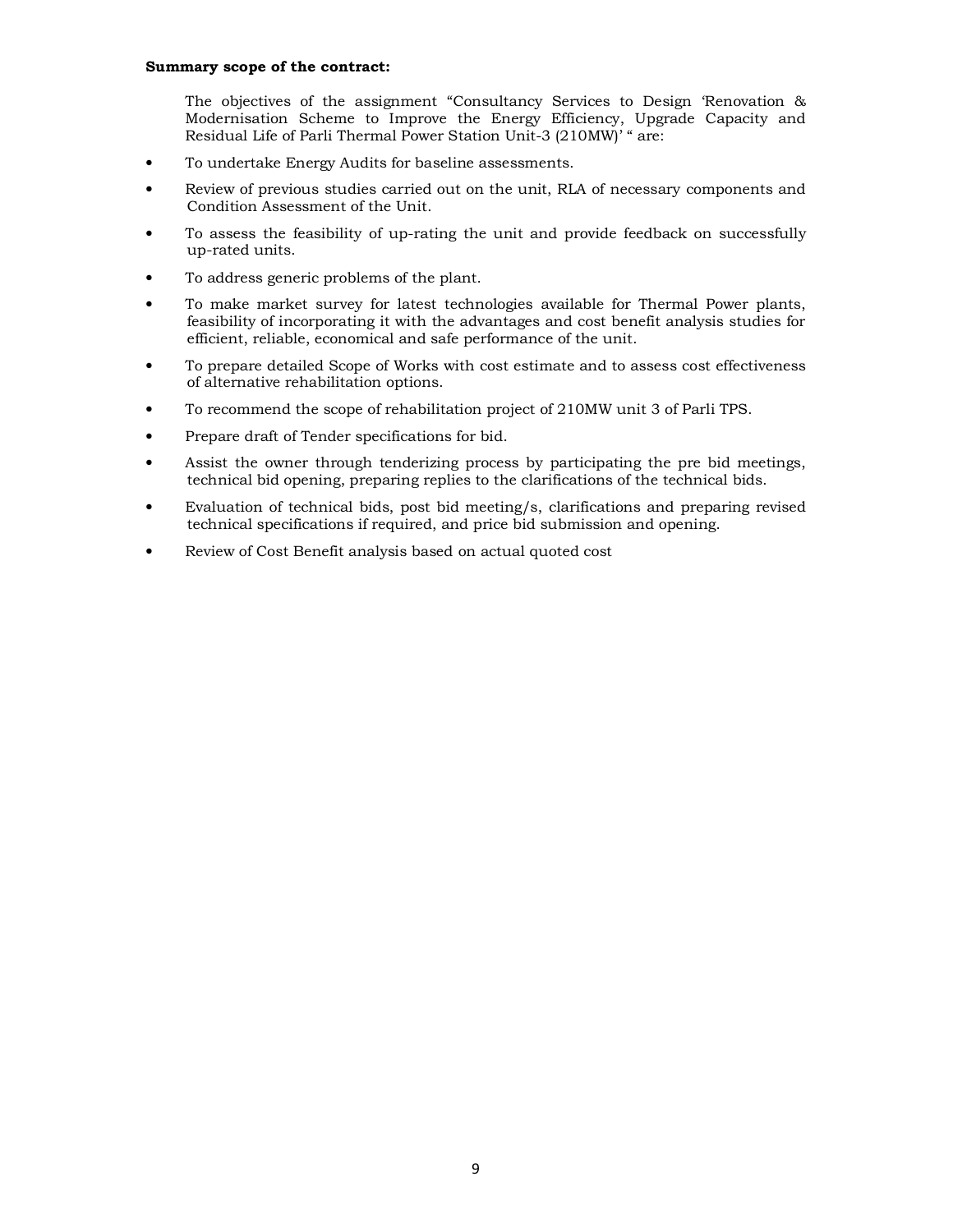**Summary scope of the contract:**

The objectives of the assignment "Consultancy Services to Design 'Renovation & Modernisation Scheme to Improve the Energy Efficiency, Upgrade Capacity and Residual Life of Parli Thermal Power Station Unit-3 (210MW)' " are:

- To undertake Energy Audits for baseline assessments.
- Review of previous studies carried out on the unit, RLA of necessary components and Condition Assessment of the Unit.
- To assess the feasibility of up-rating the unit and provide feedback on successfully up-rated units.
- To address generic problems of the plant.
- To make market survey for latest technologies available for Thermal Power plants, feasibility of incorporating it with the advantages and cost benefit analysis studies for efficient, reliable, economical and safe performance of the unit.
- To prepare detailed Scope of Works with cost estimate and to assess cost effectiveness of alternative rehabilitation options.
- To recommend the scope of rehabilitation project of 210MW unit 3 of Parli TPS.
- Prepare draft of Tender specifications for bid.
- Assist the owner through tenderizing process by participating the pre bid meetings, technical bid opening, preparing replies to the clarifications of the technical bids.
- Evaluation of technical bids, post bid meeting/s, clarifications and preparing revised technical specifications if required, and price bid submission and opening.
- Review of Cost Benefit analysis based on actual quoted cost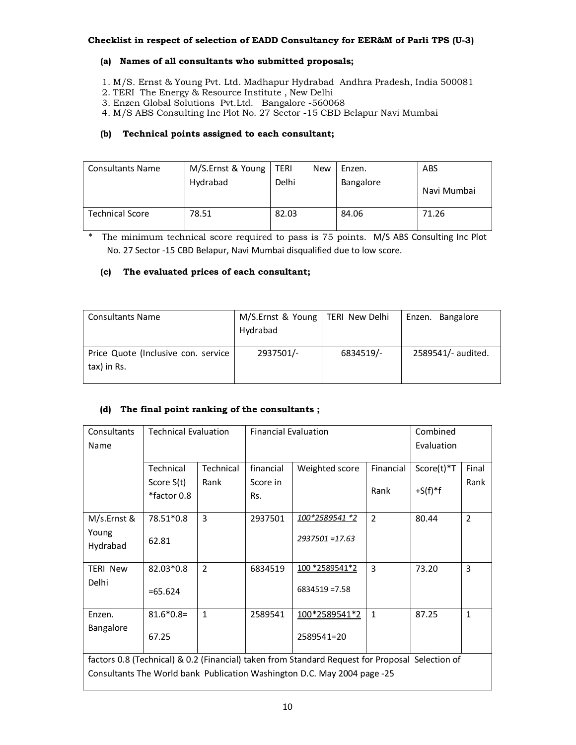**Checklist in respect of selection of EADD Consultancy for EER&M of Parli TPS (U-3)**

**(a) Names of all consultants who submitted proposals;**

1. M/S. Ernst & Young Pvt. Ltd. Madhapur Hydrabad Andhra Pradesh, India 500081
2. TERI The Energy & Resource Institute , New Delhi
3. Enzen Global Solutions Pvt.Ltd. Bangalore -560068
4. M/S ABS Consulting Inc Plot No. 27 Sector -15 CBD Belapur Navi Mumbai

**(b) Technical points assigned to each consultant;**

| Consultants Name | M/S.Ernst & Young Hydrabad | TERI New Delhi | Enzen. Bangalore | ABS Navi Mumbai |
|---|---|---|---|---|
| Technical Score | 78.51 | 82.03 | 84.06 | 71.26 |

\* The minimum technical score required to pass is 75 points. M/S ABS Consulting Inc Plot No. 27 Sector -15 CBD Belapur, Navi Mumbai disqualified due to low score.

**(c) The evaluated prices of each consultant;**

| Consultants Name | M/S.Ernst & Young Hydrabad | TERI New Delhi | Enzen. Bangalore |
|---|---|---|---|
| Price Quote (Inclusive con. service tax) in Rs. | 2937501/- | 6834519/- | 2589541/- audited. |

**(d) The final point ranking of the consultants ;**

| Consultants Name | Technical Evaluation | | Financial Evaluation | | | Combined Evaluation | |
|---|---|---|---|---|---|---|---|
| | Technical Score S(t) *factor 0.8 | Technical Rank | financial Score in Rs. | Weighted score | Financial Rank | Score(t)*T +S(f)*f | Final Rank |
| M/s.Ernst & Young Hydrabad | 78.51*0.8 62.81 | 3 | 2937501 | *100*2589541 *2 2937501 =17.63* | 2 | 80.44 | 2 |
| TERI New Delhi | 82.03*0.8 =65.624 | 2 | 6834519 | 100 *2589541*2 6834519 =7.58 | 3 | 73.20 | 3 |
| Enzen. Bangalore | 81.6*0.8= 67.25 | 1 | 2589541 | 100*2589541*2 2589541=20 | 1 | 87.25 | 1 |
| factors 0.8 (Technical) & 0.2 (Financial) taken from Standard Request for Proposal Selection of Consultants The World bank Publication Washington D.C. May 2004 page -25 | | | | | | | |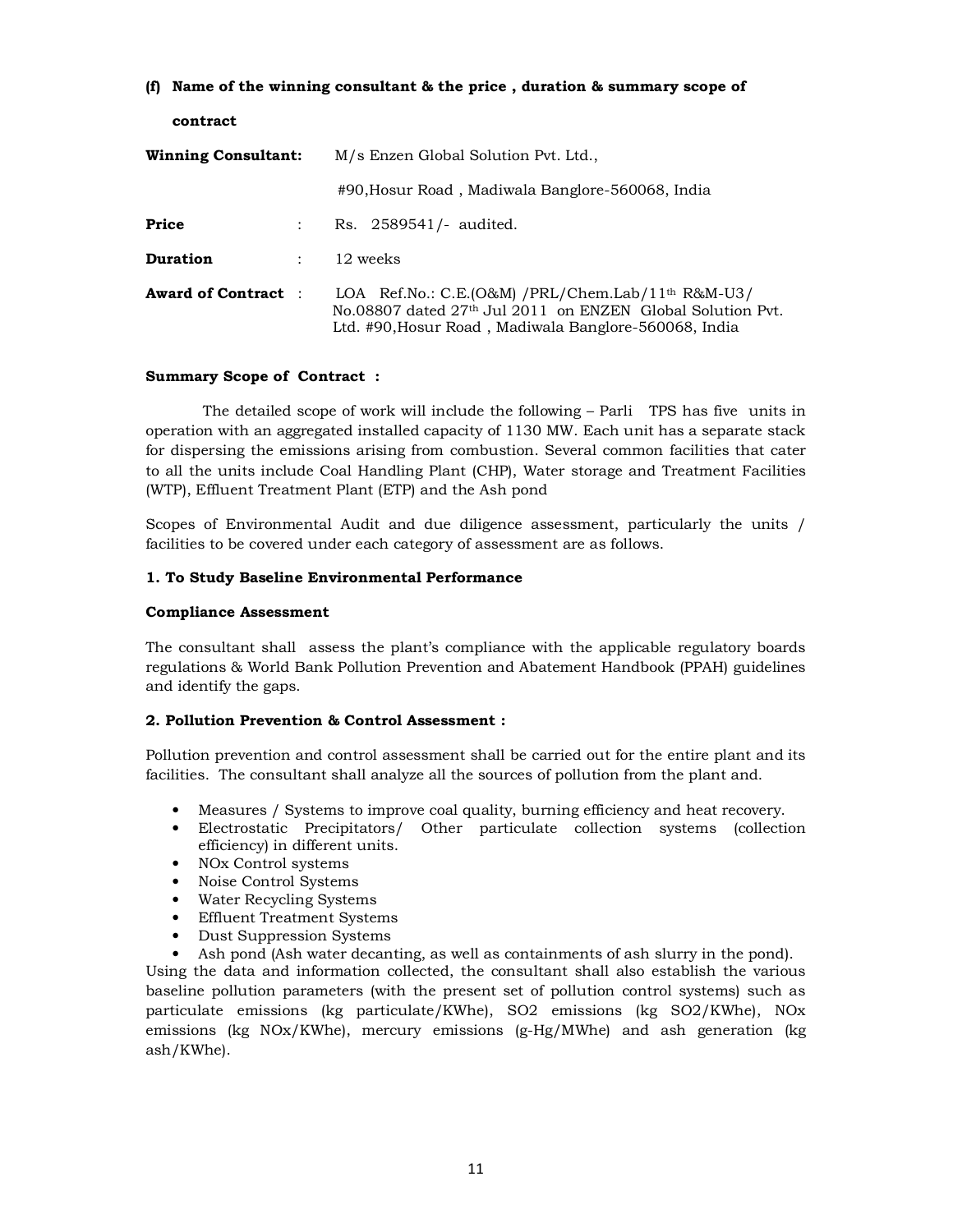**(f) Name of the winning consultant & the price , duration & summary scope of contract**

| | | |
|---|---|---|
| **Winning Consultant:** | | M/s Enzen Global Solution Pvt. Ltd., #90,Hosur Road , Madiwala Banglore-560068, India |
| **Price** | : | Rs. 2589541/- audited. |
| **Duration** | : | 12 weeks |
| **Award of Contract** | : | LOA Ref.No.: C.E.(O&M) /PRL/Chem.Lab/11th R&M-U3/ No.08807 dated 27th Jul 2011 on ENZEN Global Solution Pvt. Ltd. #90,Hosur Road , Madiwala Banglore-560068, India |

**Summary Scope of Contract :**

The detailed scope of work will include the following – Parli TPS has five units in operation with an aggregated installed capacity of 1130 MW. Each unit has a separate stack for dispersing the emissions arising from combustion. Several common facilities that cater to all the units include Coal Handling Plant (CHP), Water storage and Treatment Facilities (WTP), Effluent Treatment Plant (ETP) and the Ash pond

Scopes of Environmental Audit and due diligence assessment, particularly the units / facilities to be covered under each category of assessment are as follows.

**1. To Study Baseline Environmental Performance**

**Compliance Assessment**

The consultant shall assess the plant's compliance with the applicable regulatory boards regulations & World Bank Pollution Prevention and Abatement Handbook (PPAH) guidelines and identify the gaps.

**2. Pollution Prevention & Control Assessment :**

Pollution prevention and control assessment shall be carried out for the entire plant and its facilities. The consultant shall analyze all the sources of pollution from the plant and.

- Measures / Systems to improve coal quality, burning efficiency and heat recovery.
- Electrostatic Precipitators/ Other particulate collection systems (collection efficiency) in different units.
- NOx Control systems
- Noise Control Systems
- Water Recycling Systems
- Effluent Treatment Systems
- Dust Suppression Systems
- Ash pond (Ash water decanting, as well as containments of ash slurry in the pond).

Using the data and information collected, the consultant shall also establish the various baseline pollution parameters (with the present set of pollution control systems) such as particulate emissions (kg particulate/KWhe), $SO_2$ emissions (kg $SO_2$/KWhe), NOx emissions (kg NOx/KWhe), mercury emissions (g-Hg/MWhe) and ash generation (kg ash/KWhe).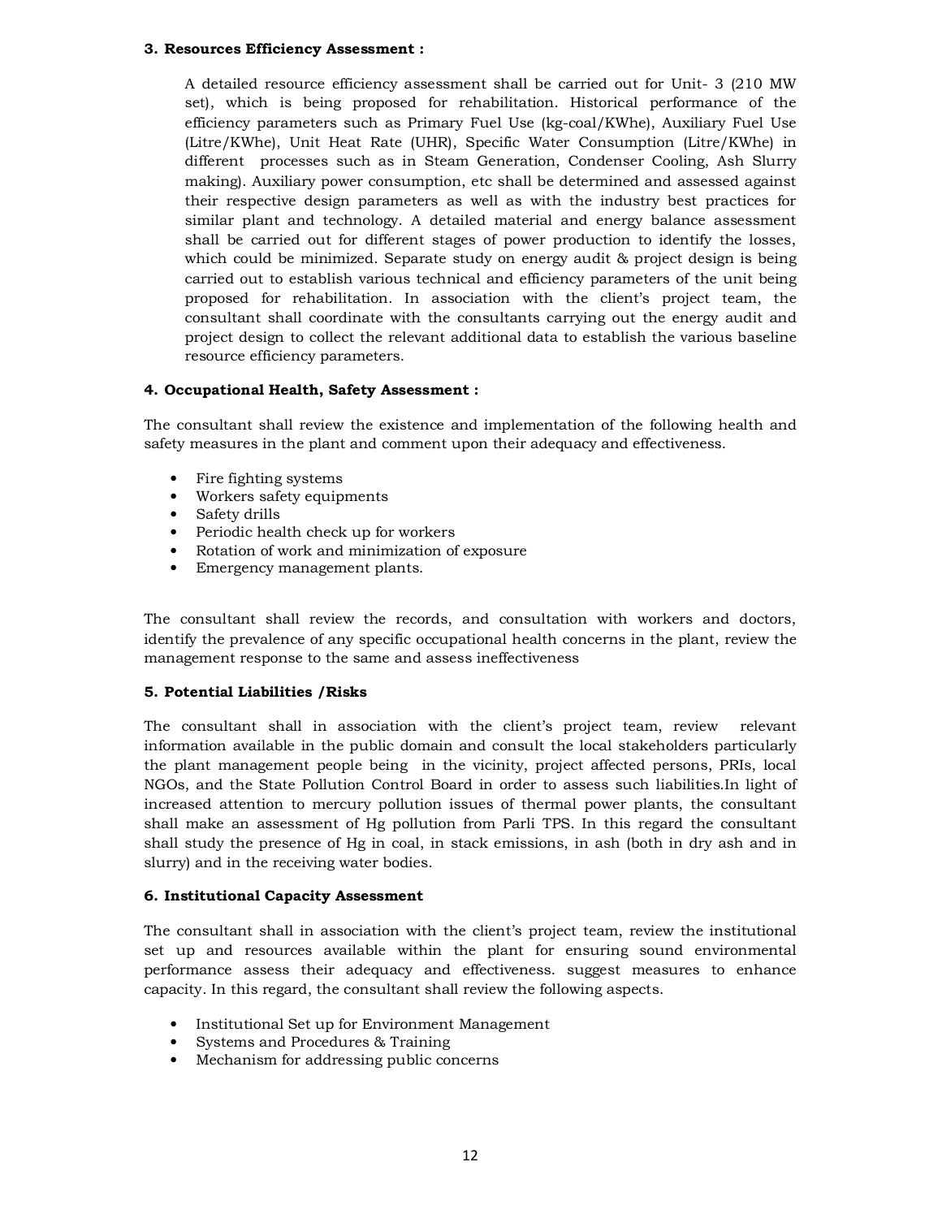**3. Resources Efficiency Assessment :**

A detailed resource efficiency assessment shall be carried out for Unit- 3 (210 MW set), which is being proposed for rehabilitation. Historical performance of the efficiency parameters such as Primary Fuel Use (kg-coal/KWhe), Auxiliary Fuel Use (Litre/KWhe), Unit Heat Rate (UHR), Specific Water Consumption (Litre/KWhe) in different processes such as in Steam Generation, Condenser Cooling, Ash Slurry making). Auxiliary power consumption, etc shall be determined and assessed against their respective design parameters as well as with the industry best practices for similar plant and technology. A detailed material and energy balance assessment shall be carried out for different stages of power production to identify the losses, which could be minimized. Separate study on energy audit & project design is being carried out to establish various technical and efficiency parameters of the unit being proposed for rehabilitation. In association with the client's project team, the consultant shall coordinate with the consultants carrying out the energy audit and project design to collect the relevant additional data to establish the various baseline resource efficiency parameters.

**4. Occupational Health, Safety Assessment :**

The consultant shall review the existence and implementation of the following health and safety measures in the plant and comment upon their adequacy and effectiveness.

- Fire fighting systems
- Workers safety equipments
- Safety drills
- Periodic health check up for workers
- Rotation of work and minimization of exposure
- Emergency management plants.

The consultant shall review the records, and consultation with workers and doctors, identify the prevalence of any specific occupational health concerns in the plant, review the management response to the same and assess ineffectiveness

**5. Potential Liabilities /Risks**

The consultant shall in association with the client's project team, review relevant information available in the public domain and consult the local stakeholders particularly the plant management people being in the vicinity, project affected persons, PRIs, local NGOs, and the State Pollution Control Board in order to assess such liabilities.In light of increased attention to mercury pollution issues of thermal power plants, the consultant shall make an assessment of Hg pollution from Parli TPS. In this regard the consultant shall study the presence of Hg in coal, in stack emissions, in ash (both in dry ash and in slurry) and in the receiving water bodies.

**6. Institutional Capacity Assessment**

The consultant shall in association with the client's project team, review the institutional set up and resources available within the plant for ensuring sound environmental performance assess their adequacy and effectiveness. suggest measures to enhance capacity. In this regard, the consultant shall review the following aspects.

- Institutional Set up for Environment Management
- Systems and Procedures & Training
- Mechanism for addressing public concerns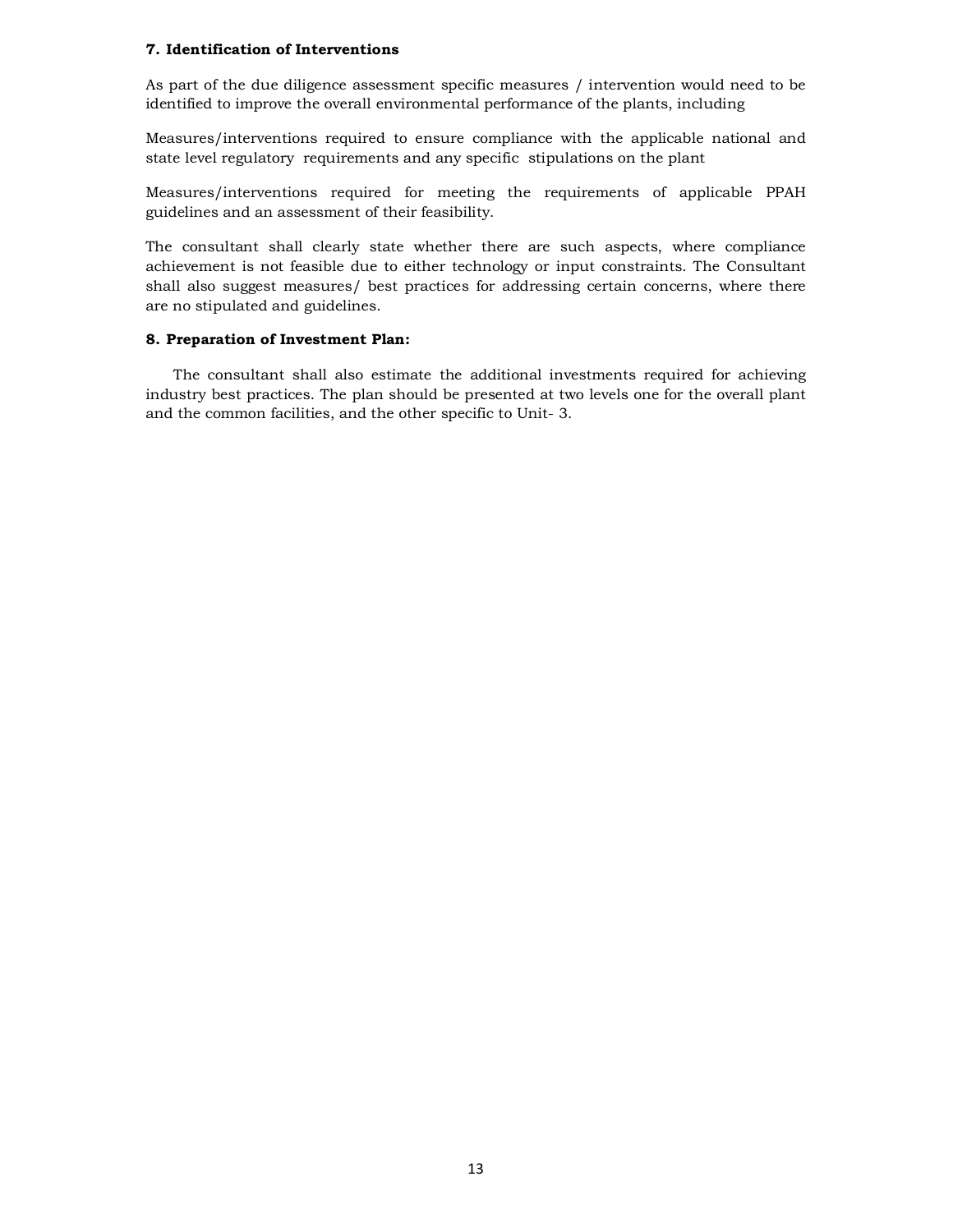**7. Identification of Interventions**

As part of the due diligence assessment specific measures / intervention would need to be identified to improve the overall environmental performance of the plants, including

Measures/interventions required to ensure compliance with the applicable national and state level regulatory requirements and any specific stipulations on the plant

Measures/interventions required for meeting the requirements of applicable PPAH guidelines and an assessment of their feasibility.

The consultant shall clearly state whether there are such aspects, where compliance achievement is not feasible due to either technology or input constraints. The Consultant shall also suggest measures/ best practices for addressing certain concerns, where there are no stipulated and guidelines.

**8. Preparation of Investment Plan:**

The consultant shall also estimate the additional investments required for achieving industry best practices. The plan should be presented at two levels one for the overall plant and the common facilities, and the other specific to Unit- 3.